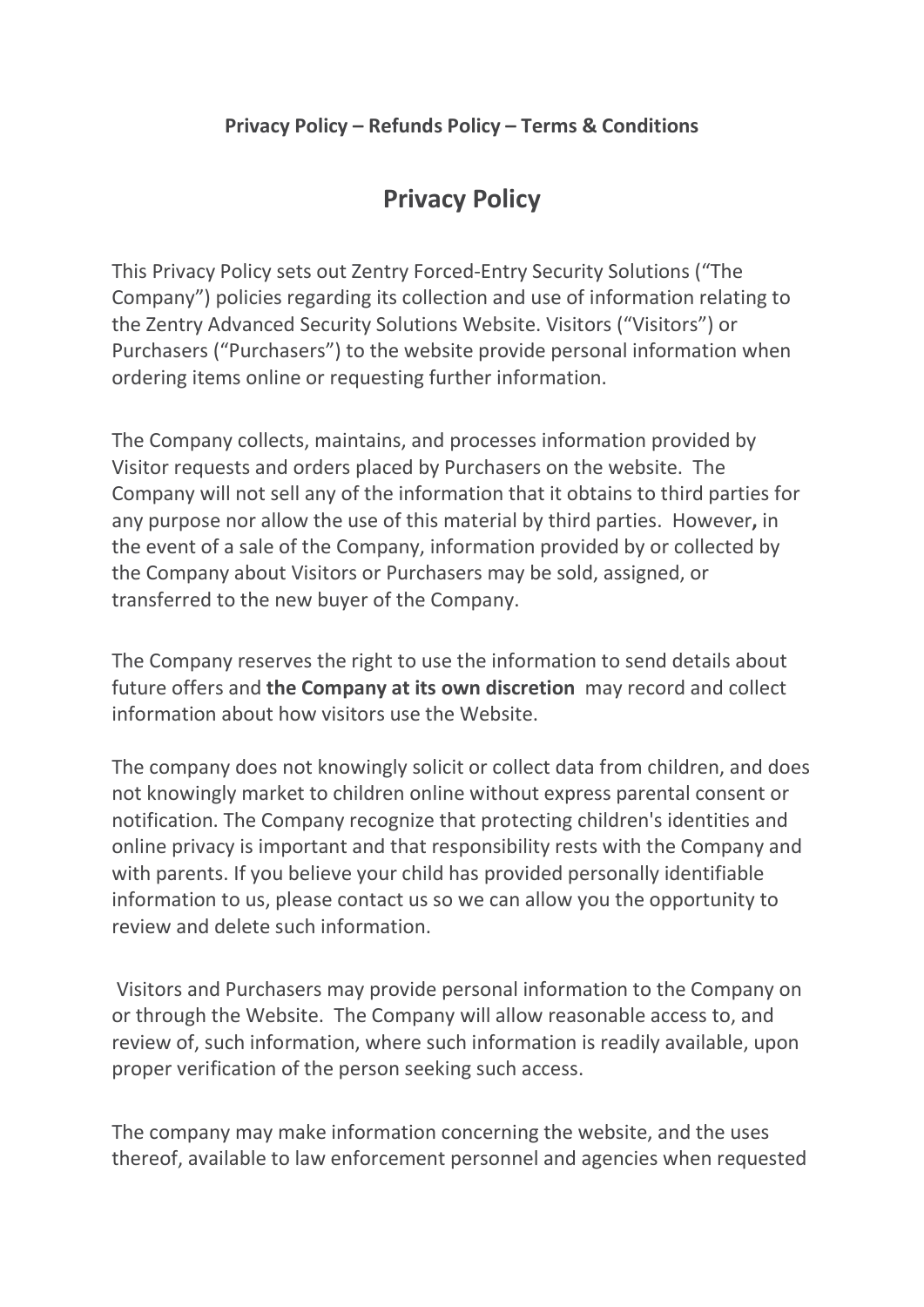**Privacy Policy – Refunds Policy – Terms & Conditions**

# Privacy Policy

This Privacy Policy sets out Zentry Forced-Entry Security Solutions ("The Company") policies regarding its collection and use of information relating to the Zentry Advanced Security Solutions Website. Visitors ("Visitors") or Purchasers ("Purchasers") to the website provide personal information when ordering items online or requesting further information.

The Company collects, maintains, and processes information provided by Visitor requests and orders placed by Purchasers on the website. The Company will not sell any of the information that it obtains to third parties for any purpose nor allow the use of this material by third parties. However**,** in the event of a sale of the Company, information provided by or collected by the Company about Visitors or Purchasers may be sold, assigned, or transferred to the new buyer of the Company.

The Company reserves the right to use the information to send details about future offers and **the Company at its own discretion** may record and collect information about how visitors use the Website.

The company does not knowingly solicit or collect data from children, and does not knowingly market to children online without express parental consent or notification. The Company recognize that protecting children's identities and online privacy is important and that responsibility rests with the Company and with parents. If you believe your child has provided personally identifiable information to us, please contact us so we can allow you the opportunity to review and delete such information.

Visitors and Purchasers may provide personal information to the Company on or through the Website. The Company will allow reasonable access to, and review of, such information, where such information is readily available, upon proper verification of the person seeking such access.

The company may make information concerning the website, and the uses thereof, available to law enforcement personnel and agencies when requested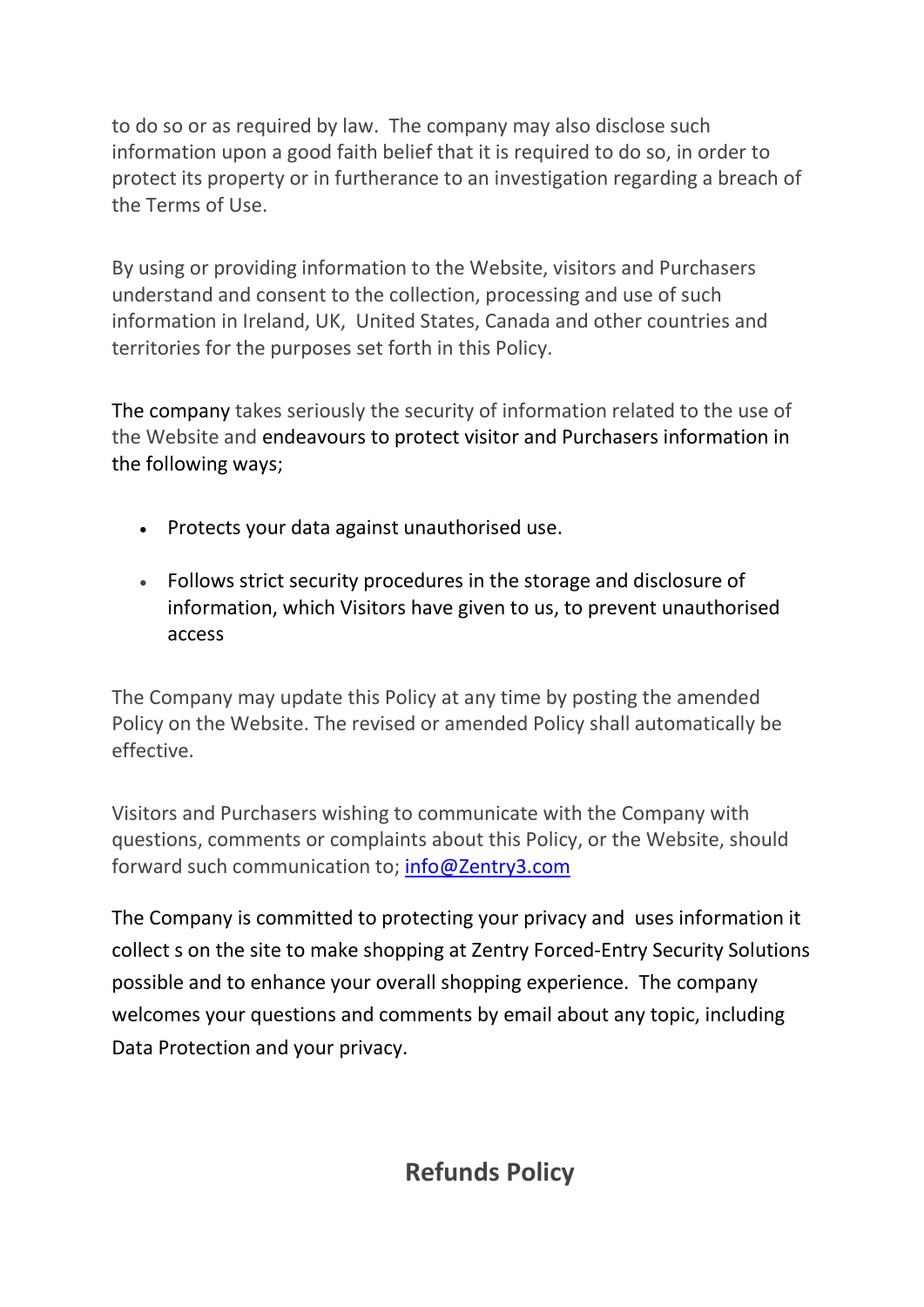to do so or as required by law. The company may also disclose such information upon a good faith belief that it is required to do so, in order to protect its property or in furtherance to an investigation regarding a breach of the Terms of Use.

By using or providing information to the Website, visitors and Purchasers understand and consent to the collection, processing and use of such information in Ireland, UK, United States, Canada and other countries and territories for the purposes set forth in this Policy.

The company takes seriously the security of information related to the use of the Website and endeavours to protect visitor and Purchasers information in the following ways;

- Protects your data against unauthorised use.
- Follows strict security procedures in the storage and disclosure of information, which Visitors have given to us, to prevent unauthorised access

The Company may update this Policy at any time by posting the amended Policy on the Website. The revised or amended Policy shall automatically be effective.

Visitors and Purchasers wishing to communicate with the Company with questions, comments or complaints about this Policy, or the Website, should forward such communication to; info@Zentry3.com

The Company is committed to protecting your privacy and uses information it collect s on the site to make shopping at Zentry Forced-Entry Security Solutions possible and to enhance your overall shopping experience. The company welcomes your questions and comments by email about any topic, including Data Protection and your privacy.

## Refunds Policy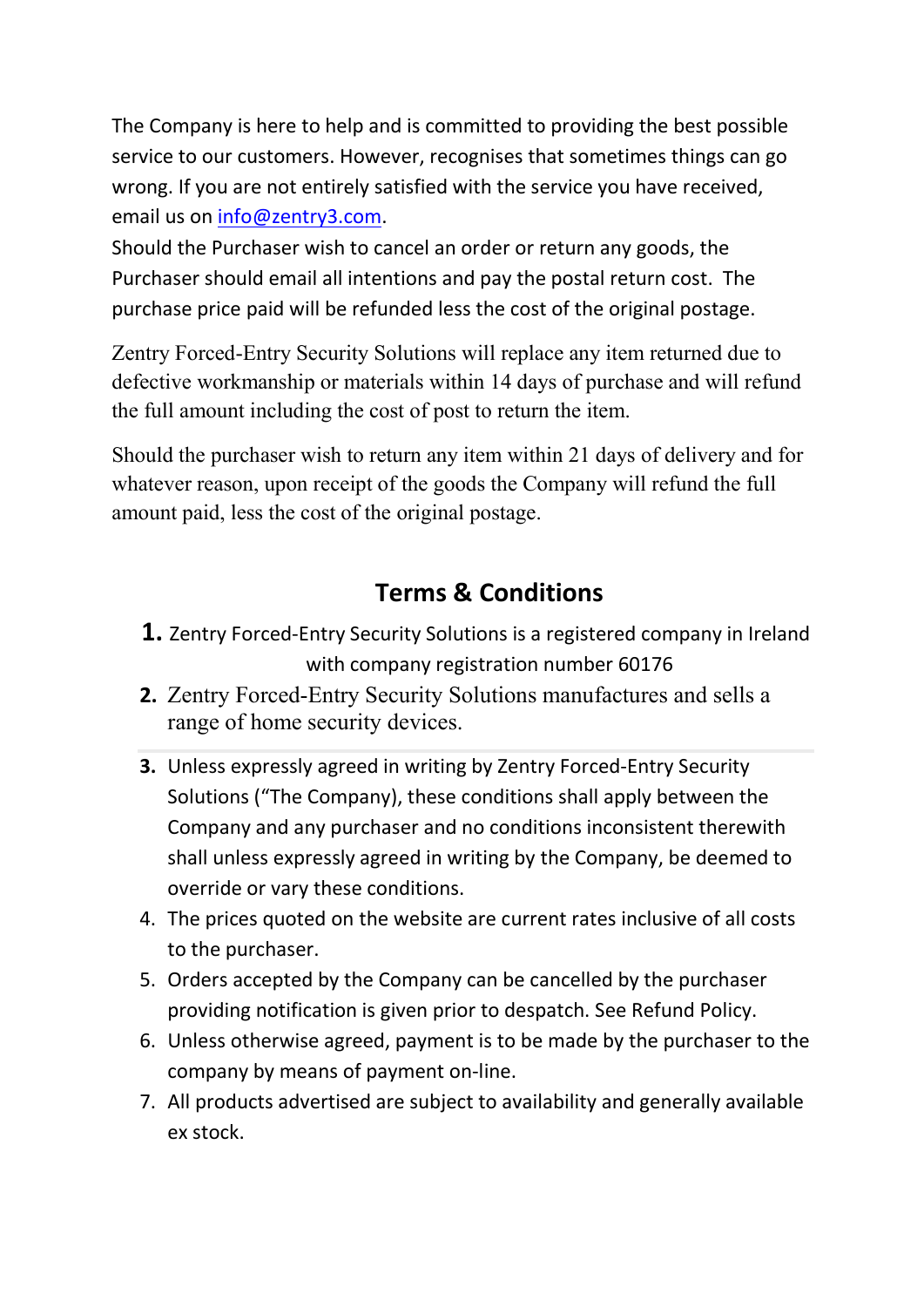The Company is here to help and is committed to providing the best possible service to our customers. However, recognises that sometimes things can go wrong. If you are not entirely satisfied with the service you have received, email us on info@zentry3.com.

Should the Purchaser wish to cancel an order or return any goods, the Purchaser should email all intentions and pay the postal return cost. The purchase price paid will be refunded less the cost of the original postage.

Zentry Forced-Entry Security Solutions will replace any item returned due to defective workmanship or materials within 14 days of purchase and will refund the full amount including the cost of post to return the item.

Should the purchaser wish to return any item within 21 days of delivery and for whatever reason, upon receipt of the goods the Company will refund the full amount paid, less the cost of the original postage.

## Terms & Conditions

1. Zentry Forced-Entry Security Solutions is a registered company in Ireland with company registration number 60176
2. Zentry Forced-Entry Security Solutions manufactures and sells a range of home security devices.

---

3. Unless expressly agreed in writing by Zentry Forced-Entry Security Solutions ("The Company), these conditions shall apply between the Company and any purchaser and no conditions inconsistent therewith shall unless expressly agreed in writing by the Company, be deemed to override or vary these conditions.
4. The prices quoted on the website are current rates inclusive of all costs to the purchaser.
5. Orders accepted by the Company can be cancelled by the purchaser providing notification is given prior to despatch. See Refund Policy.
6. Unless otherwise agreed, payment is to be made by the purchaser to the company by means of payment on-line.
7. All products advertised are subject to availability and generally available ex stock.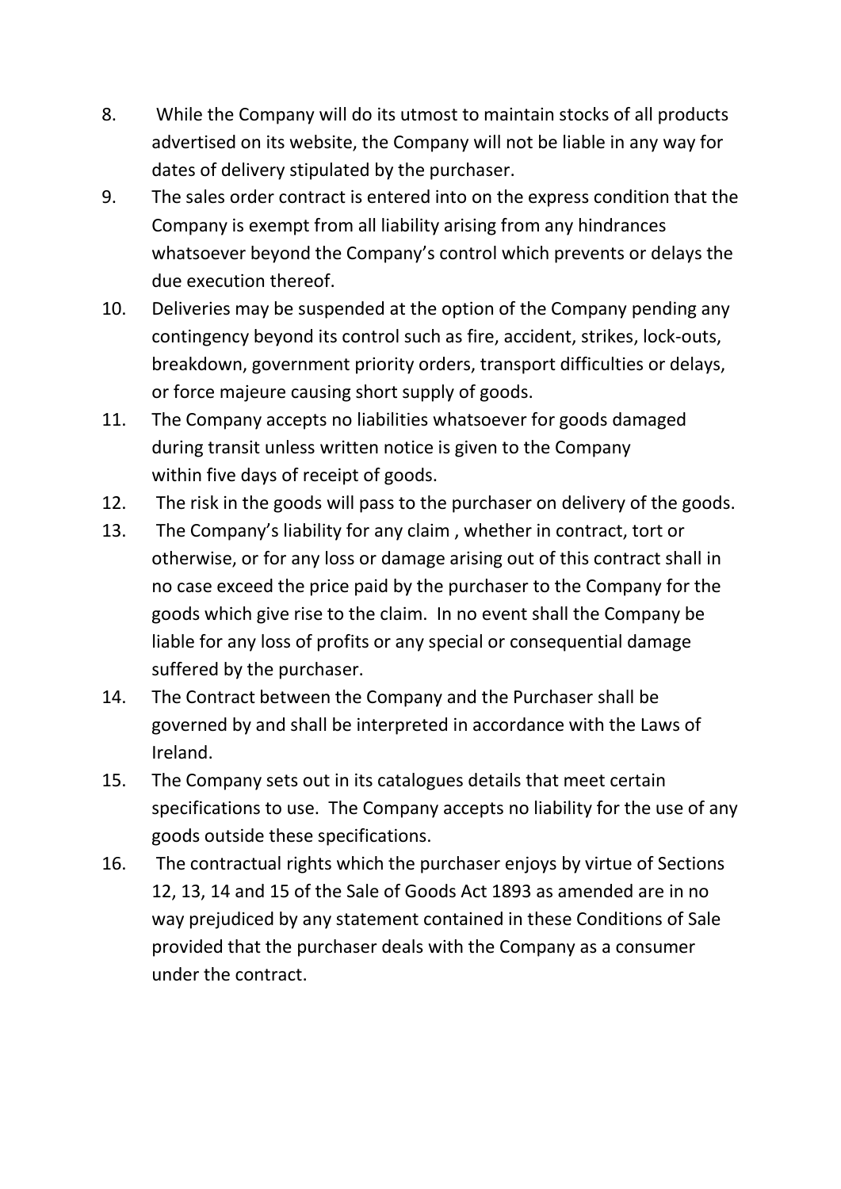8. While the Company will do its utmost to maintain stocks of all products advertised on its website, the Company will not be liable in any way for dates of delivery stipulated by the purchaser.
9. The sales order contract is entered into on the express condition that the Company is exempt from all liability arising from any hindrances whatsoever beyond the Company's control which prevents or delays the due execution thereof.
10. Deliveries may be suspended at the option of the Company pending any contingency beyond its control such as fire, accident, strikes, lock-outs, breakdown, government priority orders, transport difficulties or delays, or force majeure causing short supply of goods.
11. The Company accepts no liabilities whatsoever for goods damaged during transit unless written notice is given to the Company within five days of receipt of goods.
12. The risk in the goods will pass to the purchaser on delivery of the goods.
13. The Company's liability for any claim , whether in contract, tort or otherwise, or for any loss or damage arising out of this contract shall in no case exceed the price paid by the purchaser to the Company for the goods which give rise to the claim. In no event shall the Company be liable for any loss of profits or any special or consequential damage suffered by the purchaser.
14. The Contract between the Company and the Purchaser shall be governed by and shall be interpreted in accordance with the Laws of Ireland.
15. The Company sets out in its catalogues details that meet certain specifications to use. The Company accepts no liability for the use of any goods outside these specifications.
16. The contractual rights which the purchaser enjoys by virtue of Sections 12, 13, 14 and 15 of the Sale of Goods Act 1893 as amended are in no way prejudiced by any statement contained in these Conditions of Sale provided that the purchaser deals with the Company as a consumer under the contract.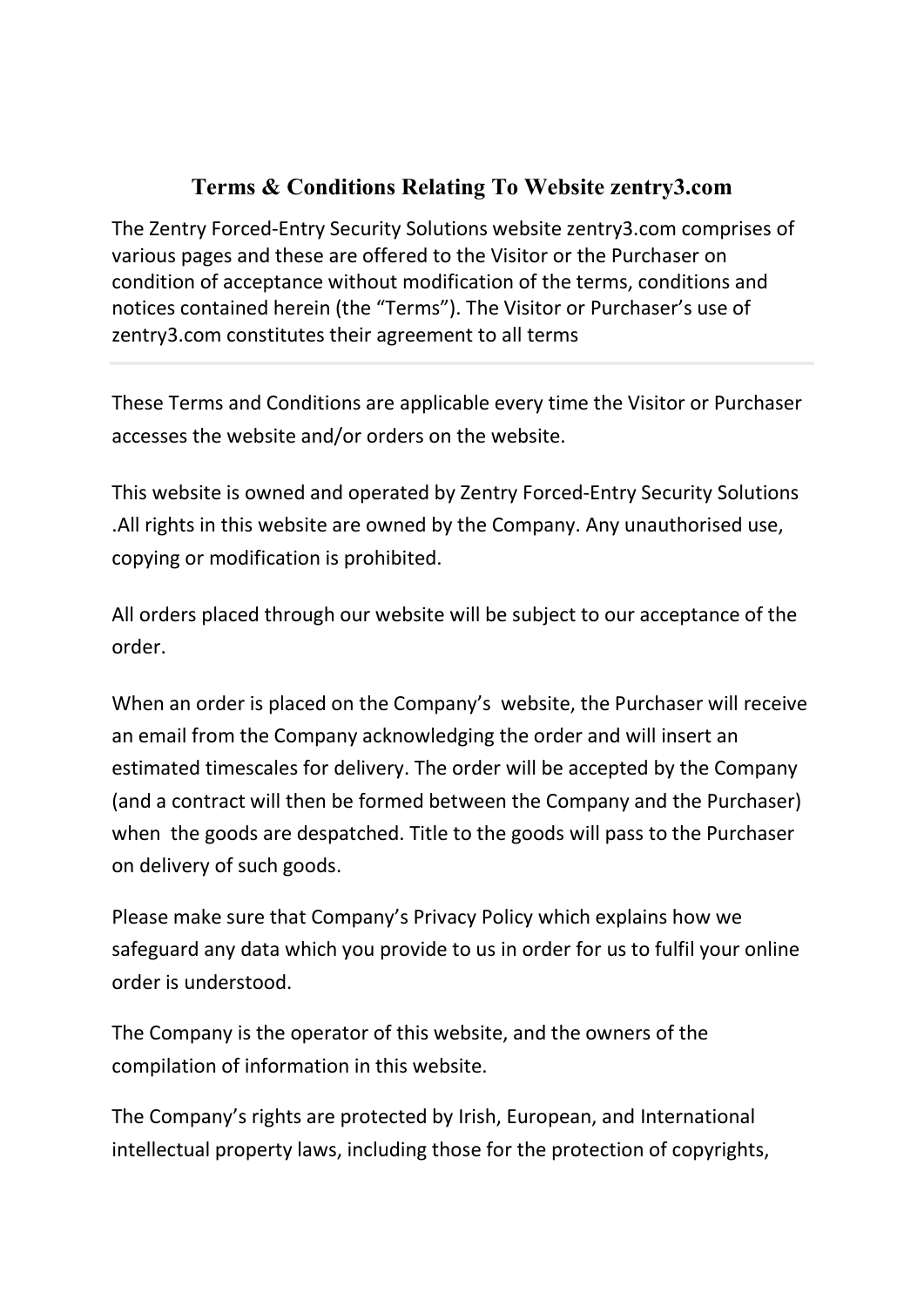## Terms & Conditions Relating To Website zentry3.com

The Zentry Forced-Entry Security Solutions website zentry3.com comprises of various pages and these are offered to the Visitor or the Purchaser on condition of acceptance without modification of the terms, conditions and notices contained herein (the "Terms"). The Visitor or Purchaser's use of zentry3.com constitutes their agreement to all terms

---

These Terms and Conditions are applicable every time the Visitor or Purchaser accesses the website and/or orders on the website.

This website is owned and operated by Zentry Forced-Entry Security Solutions .All rights in this website are owned by the Company. Any unauthorised use, copying or modification is prohibited.

All orders placed through our website will be subject to our acceptance of the order.

When an order is placed on the Company's website, the Purchaser will receive an email from the Company acknowledging the order and will insert an estimated timescales for delivery. The order will be accepted by the Company (and a contract will then be formed between the Company and the Purchaser) when the goods are despatched. Title to the goods will pass to the Purchaser on delivery of such goods.

Please make sure that Company's Privacy Policy which explains how we safeguard any data which you provide to us in order for us to fulfil your online order is understood.

The Company is the operator of this website, and the owners of the compilation of information in this website.

The Company's rights are protected by Irish, European, and International intellectual property laws, including those for the protection of copyrights,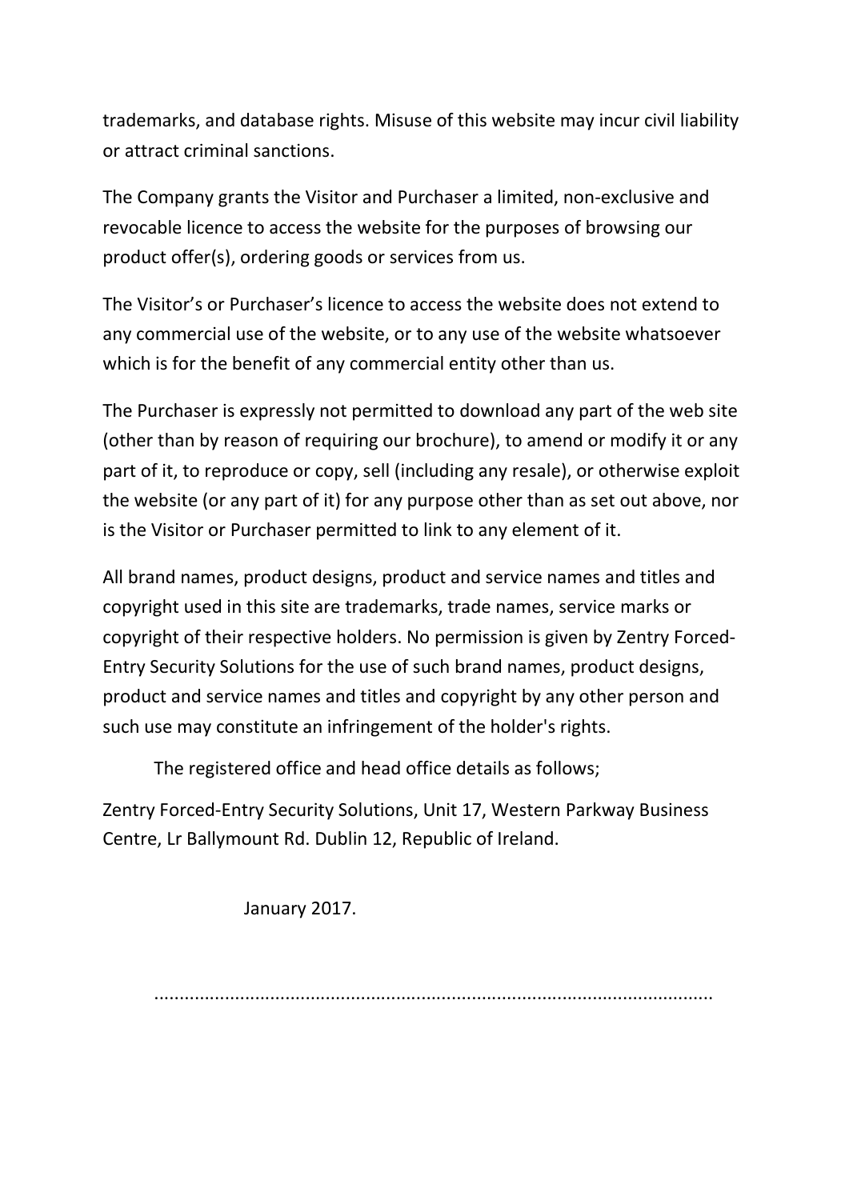trademarks, and database rights. Misuse of this website may incur civil liability or attract criminal sanctions.

The Company grants the Visitor and Purchaser a limited, non-exclusive and revocable licence to access the website for the purposes of browsing our product offer(s), ordering goods or services from us.

The Visitor's or Purchaser's licence to access the website does not extend to any commercial use of the website, or to any use of the website whatsoever which is for the benefit of any commercial entity other than us.

The Purchaser is expressly not permitted to download any part of the web site (other than by reason of requiring our brochure), to amend or modify it or any part of it, to reproduce or copy, sell (including any resale), or otherwise exploit the website (or any part of it) for any purpose other than as set out above, nor is the Visitor or Purchaser permitted to link to any element of it.

All brand names, product designs, product and service names and titles and copyright used in this site are trademarks, trade names, service marks or copyright of their respective holders. No permission is given by Zentry Forced-Entry Security Solutions for the use of such brand names, product designs, product and service names and titles and copyright by any other person and such use may constitute an infringement of the holder's rights.

The registered office and head office details as follows;

Zentry Forced-Entry Security Solutions, Unit 17, Western Parkway Business Centre, Lr Ballymount Rd. Dublin 12, Republic of Ireland.

January 2017.

..................................................................................................................